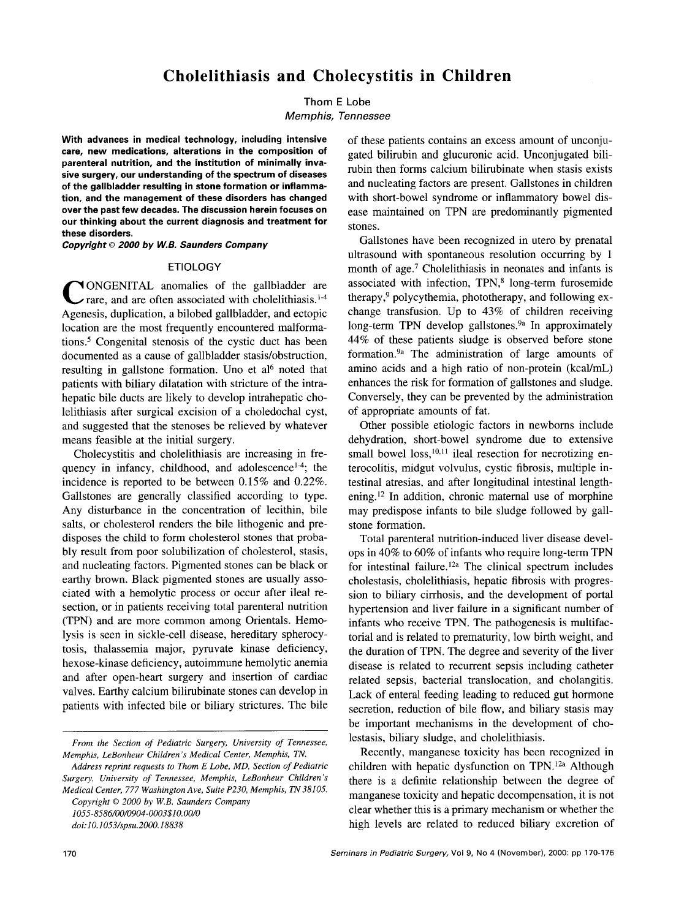# Cholelithiasis and Cholecystitis in Children

Thom E Lobe
*Memphis, Tennessee*

**With advances in medical technology, including intensive care, new medications, alterations in the composition of parenteral nutrition, and the institution of minimally invasive surgery, our understanding of the spectrum of diseases of the gallbladder resulting in stone formation or inflammation, and the management of these disorders has changed over the past few decades. The discussion herein focuses on our thinking about the current diagnosis and treatment for these disorders.**

***Copyright © 2000 by W.B. Saunders Company***

## ETIOLOGY

CONGENITAL anomalies of the gallbladder are rare, and are often associated with cholelithiasis.[1-4] Agenesis, duplication, a bilobed gallbladder, and ectopic location are the most frequently encountered malformations.[5] Congenital stenosis of the cystic duct has been documented as a cause of gallbladder stasis/obstruction, resulting in gallstone formation. Uno et al[6] noted that patients with biliary dilatation with stricture of the intrahepatic bile ducts are likely to develop intrahepatic cholelithiasis after surgical excision of a choledochal cyst, and suggested that the stenoses be relieved by whatever means feasible at the initial surgery.

Cholecystitis and cholelithiasis are increasing in frequency in infancy, childhood, and adolescence[1-4]; the incidence is reported to be between 0.15% and 0.22%. Gallstones are generally classified according to type. Any disturbance in the concentration of lecithin, bile salts, or cholesterol renders the bile lithogenic and predisposes the child to form cholesterol stones that probably result from poor solubilization of cholesterol, stasis, and nucleating factors. Pigmented stones can be black or earthy brown. Black pigmented stones are usually associated with a hemolytic process or occur after ileal resection, or in patients receiving total parenteral nutrition (TPN) and are more common among Orientals. Hemolysis is seen in sickle-cell disease, hereditary spherocytosis, thalassemia major, pyruvate kinase deficiency, hexose-kinase deficiency, autoimmune hemolytic anemia and after open-heart surgery and insertion of cardiac valves. Earthy calcium bilirubinate stones can develop in patients with infected bile or biliary strictures. The bile of these patients contains an excess amount of unconjugated bilirubin and glucuronic acid. Unconjugated bilirubin then forms calcium bilirubinate when stasis exists and nucleating factors are present. Gallstones in children with short-bowel syndrome or inflammatory bowel disease maintained on TPN are predominantly pigmented stones.

Gallstones have been recognized in utero by prenatal ultrasound with spontaneous resolution occurring by 1 month of age.[7] Cholelithiasis in neonates and infants is associated with infection, TPN,[8] long-term furosemide therapy,[9] polycythemia, phototherapy, and following exchange transfusion. Up to 43% of children receiving long-term TPN develop gallstones.[9a] In approximately 44% of these patients sludge is observed before stone formation.[9a] The administration of large amounts of amino acids and a high ratio of non-protein (kcal/mL) enhances the risk for formation of gallstones and sludge. Conversely, they can be prevented by the administration of appropriate amounts of fat.

Other possible etiologic factors in newborns include dehydration, short-bowel syndrome due to extensive small bowel loss,[10,11] ileal resection for necrotizing enterocolitis, midgut volvulus, cystic fibrosis, multiple intestinal atresias, and after longitudinal intestinal lengthening.[12] In addition, chronic maternal use of morphine may predispose infants to bile sludge followed by gallstone formation.

Total parenteral nutrition-induced liver disease develops in 40% to 60% of infants who require long-term TPN for intestinal failure.[12a] The clinical spectrum includes cholestasis, cholelithiasis, hepatic fibrosis with progression to biliary cirrhosis, and the development of portal hypertension and liver failure in a significant number of infants who receive TPN. The pathogenesis is multifactorial and is related to prematurity, low birth weight, and the duration of TPN. The degree and severity of the liver disease is related to recurrent sepsis including catheter related sepsis, bacterial translocation, and cholangitis. Lack of enteral feeding leading to reduced gut hormone secretion, reduction of bile flow, and biliary stasis may be important mechanisms in the development of cholestasis, biliary sludge, and cholelithiasis.

Recently, manganese toxicity has been recognized in children with hepatic dysfunction on TPN.[12a] Although there is a definite relationship between the degree of manganese toxicity and hepatic decompensation, it is not clear whether this is a primary mechanism or whether the high levels are related to reduced biliary excretion of

---

*From the Section of Pediatric Surgery, University of Tennessee, Memphis, LeBonheur Children's Medical Center, Memphis, TN.*

*Address reprint requests to Thom E Lobe, MD, Section of Pediatric Surgery, University of Tennessee, Memphis, LeBonheur Children's Medical Center, 777 Washington Ave, Suite P230, Memphis, TN 38105.*

*Copyright © 2000 by W.B. Saunders Company*

*1055-8586/00/0904-0003$10.00/0*

*doi:10.1053/spsu.2000.18838*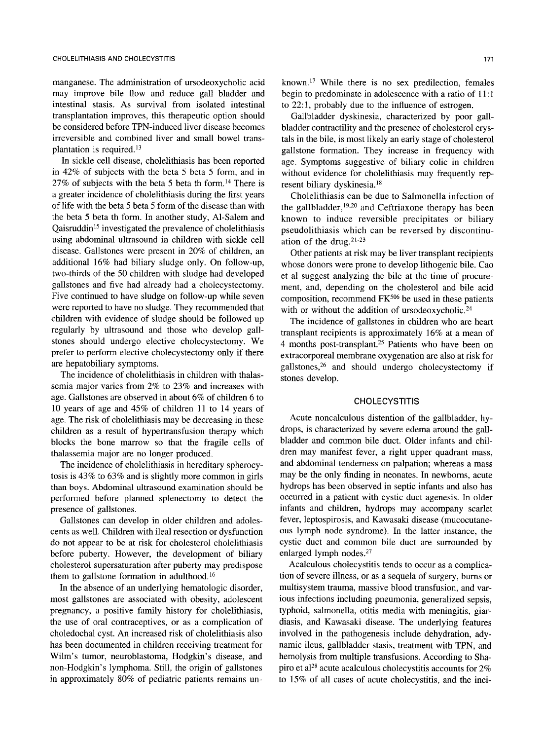manganese. The administration of ursodeoxycholic acid may improve bile flow and reduce gall bladder and intestinal stasis. As survival from isolated intestinal transplantation improves, this therapeutic option should be considered before TPN-induced liver disease becomes irreversible and combined liver and small bowel transplantation is required.[13]

In sickle cell disease, cholelithiasis has been reported in 42% of subjects with the beta 5 beta 5 form, and in 27% of subjects with the beta 5 beta th form.[14] There is a greater incidence of cholelithiasis during the first years of life with the beta 5 beta 5 form of the disease than with the beta 5 beta th form. In another study, Al-Salem and Qaisruddin[15] investigated the prevalence of cholelithiasis using abdominal ultrasound in children with sickle cell disease. Gallstones were present in 20% of children, an additional 16% had biliary sludge only. On follow-up, two-thirds of the 50 children with sludge had developed gallstones and five had already had a cholecystectomy. Five continued to have sludge on follow-up while seven were reported to have no sludge. They recommended that children with evidence of sludge should be followed up regularly by ultrasound and those who develop gallstones should undergo elective cholecystectomy. We prefer to perform elective cholecystectomy only if there are hepatobiliary symptoms.

The incidence of cholelithiasis in children with thalassemia major varies from 2% to 23% and increases with age. Gallstones are observed in about 6% of children 6 to 10 years of age and 45% of children 11 to 14 years of age. The risk of cholelithiasis may be decreasing in these children as a result of hypertransfusion therapy which blocks the bone marrow so that the fragile cells of thalassemia major are no longer produced.

The incidence of cholelithiasis in hereditary spherocytosis is 43% to 63% and is slightly more common in girls than boys. Abdominal ultrasound examination should be performed before planned splenectomy to detect the presence of gallstones.

Gallstones can develop in older children and adolescents as well. Children with ileal resection or dysfunction do not appear to be at risk for cholesterol cholelithiasis before puberty. However, the development of biliary cholesterol supersaturation after puberty may predispose them to gallstone formation in adulthood.[16]

In the absence of an underlying hematologic disorder, most gallstones are associated with obesity, adolescent pregnancy, a positive family history for cholelithiasis, the use of oral contraceptives, or as a complication of choledochal cyst. An increased risk of cholelithiasis also has been documented in children receiving treatment for Wilm's tumor, neuroblastoma, Hodgkin's disease, and non-Hodgkin's lymphoma. Still, the origin of gallstones in approximately 80% of pediatric patients remains unknown.[17] While there is no sex predilection, females begin to predominate in adolescence with a ratio of 11:1 to 22:1, probably due to the influence of estrogen.

Gallbladder dyskinesia, characterized by poor gallbladder contractility and the presence of cholesterol crystals in the bile, is most likely an early stage of cholesterol gallstone formation. They increase in frequency with age. Symptoms suggestive of biliary colic in children without evidence for cholelithiasis may frequently represent biliary dyskinesia.[18]

Cholelithiasis can be due to Salmonella infection of the gallbladder,[19,20] and Ceftriaxone therapy has been known to induce reversible precipitates or biliary pseudolithiasis which can be reversed by discontinuation of the drug.[21-23]

Other patients at risk may be liver transplant recipients whose donors were prone to develop lithogenic bile. Cao et al suggest analyzing the bile at the time of procurement, and, depending on the cholesterol and bile acid composition, recommend FK[506] be used in these patients with or without the addition of ursodeoxycholic.[24]

The incidence of gallstones in children who are heart transplant recipients is approximately 16% at a mean of 4 months post-transplant.[25] Patients who have been on extracorporeal membrane oxygenation are also at risk for gallstones,[26] and should undergo cholecystectomy if stones develop.

## CHOLECYSTITIS

Acute noncalculous distention of the gallbladder, hydrops, is characterized by severe edema around the gallbladder and common bile duct. Older infants and children may manifest fever, a right upper quadrant mass, and abdominal tenderness on palpation; whereas a mass may be the only finding in neonates. In newborns, acute hydrops has been observed in septic infants and also has occurred in a patient with cystic duct agenesis. In older infants and children, hydrops may accompany scarlet fever, leptospirosis, and Kawasaki disease (mucocutaneous lymph node syndrome). In the latter instance, the cystic duct and common bile duct are surrounded by enlarged lymph nodes.[27]

Acalculous cholecystitis tends to occur as a complication of severe illness, or as a sequela of surgery, burns or multisystem trauma, massive blood transfusion, and various infections including pneumonia, generalized sepsis, typhoid, salmonella, otitis media with meningitis, giardiasis, and Kawasaki disease. The underlying features involved in the pathogenesis include dehydration, adynamic ileus, gallbladder stasis, treatment with TPN, and hemolysis from multiple transfusions. According to Shapiro et al[28] acute acalculous cholecystitis accounts for 2% to 15% of all cases of acute cholecystitis, and the inci-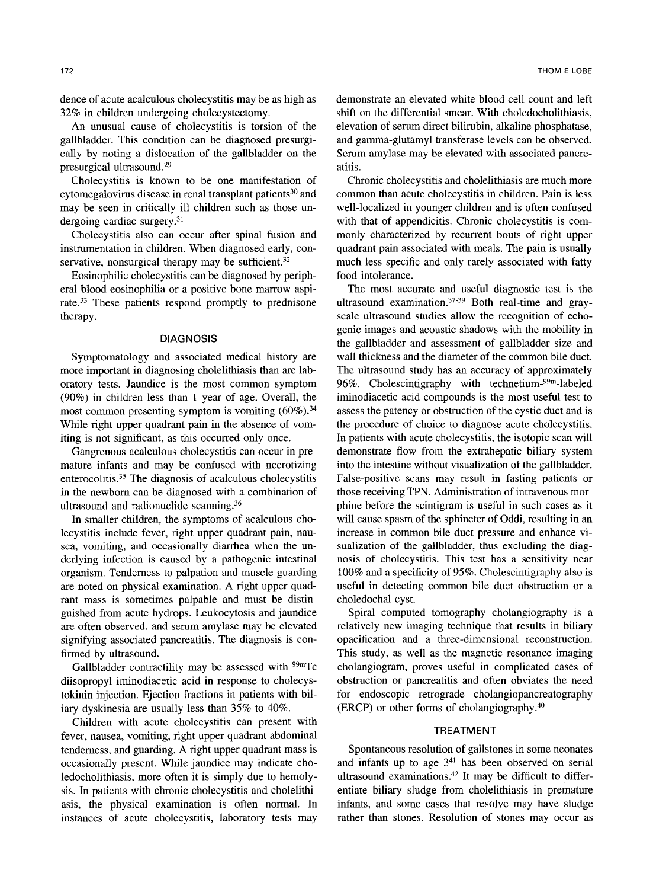dence of acute acalculous cholecystitis may be as high as 32% in children undergoing cholecystectomy.

An unusual cause of cholecystitis is torsion of the gallbladder. This condition can be diagnosed presurgically by noting a dislocation of the gallbladder on the presurgical ultrasound.[29]

Cholecystitis is known to be one manifestation of cytomegalovirus disease in renal transplant patients[30] and may be seen in critically ill children such as those undergoing cardiac surgery.[31]

Cholecystitis also can occur after spinal fusion and instrumentation in children. When diagnosed early, conservative, nonsurgical therapy may be sufficient.[32]

Eosinophilic cholecystitis can be diagnosed by peripheral blood eosinophilia or a positive bone marrow aspirate.[33] These patients respond promptly to prednisone therapy.

## DIAGNOSIS

Symptomatology and associated medical history are more important in diagnosing cholelithiasis than are laboratory tests. Jaundice is the most common symptom (90%) in children less than 1 year of age. Overall, the most common presenting symptom is vomiting (60%).[34] While right upper quadrant pain in the absence of vomiting is not significant, as this occurred only once.

Gangrenous acalculous cholecystitis can occur in premature infants and may be confused with necrotizing enterocolitis.[35] The diagnosis of acalculous cholecystitis in the newborn can be diagnosed with a combination of ultrasound and radionuclide scanning.[36]

In smaller children, the symptoms of acalculous cholecystitis include fever, right upper quadrant pain, nausea, vomiting, and occasionally diarrhea when the underlying infection is caused by a pathogenic intestinal organism. Tenderness to palpation and muscle guarding are noted on physical examination. A right upper quadrant mass is sometimes palpable and must be distinguished from acute hydrops. Leukocytosis and jaundice are often observed, and serum amylase may be elevated signifying associated pancreatitis. The diagnosis is confirmed by ultrasound.

Gallbladder contractility may be assessed with $^{99m}$Tc diisopropyl iminodiacetic acid in response to cholecystokinin injection. Ejection fractions in patients with biliary dyskinesia are usually less than 35% to 40%.

Children with acute cholecystitis can present with fever, nausea, vomiting, right upper quadrant abdominal tenderness, and guarding. A right upper quadrant mass is occasionally present. While jaundice may indicate choledocholithiasis, more often it is simply due to hemolysis. In patients with chronic cholecystitis and cholelithiasis, the physical examination is often normal. In instances of acute cholecystitis, laboratory tests may demonstrate an elevated white blood cell count and left shift on the differential smear. With choledocholithiasis, elevation of serum direct bilirubin, alkaline phosphatase, and gamma-glutamyl transferase levels can be observed. Serum amylase may be elevated with associated pancreatitis.

Chronic cholecystitis and cholelithiasis are much more common than acute cholecystitis in children. Pain is less well-localized in younger children and is often confused with that of appendicitis. Chronic cholecystitis is commonly characterized by recurrent bouts of right upper quadrant pain associated with meals. The pain is usually much less specific and only rarely associated with fatty food intolerance.

The most accurate and useful diagnostic test is the ultrasound examination.[37-39] Both real-time and gray-scale ultrasound studies allow the recognition of echogenic images and acoustic shadows with the mobility in the gallbladder and assessment of gallbladder size and wall thickness and the diameter of the common bile duct. The ultrasound study has an accuracy of approximately 96%. Cholescintigraphy with technetium-$^{99m}$-labeled iminodiacetic acid compounds is the most useful test to assess the patency or obstruction of the cystic duct and is the procedure of choice to diagnose acute cholecystitis. In patients with acute cholecystitis, the isotopic scan will demonstrate flow from the extrahepatic biliary system into the intestine without visualization of the gallbladder. False-positive scans may result in fasting patients or those receiving TPN. Administration of intravenous morphine before the scintigram is useful in such cases as it will cause spasm of the sphincter of Oddi, resulting in an increase in common bile duct pressure and enhance visualization of the gallbladder, thus excluding the diagnosis of cholecystitis. This test has a sensitivity near 100% and a specificity of 95%. Cholescintigraphy also is useful in detecting common bile duct obstruction or a choledochal cyst.

Spiral computed tomography cholangiography is a relatively new imaging technique that results in biliary opacification and a three-dimensional reconstruction. This study, as well as the magnetic resonance imaging cholangiogram, proves useful in complicated cases of obstruction or pancreatitis and often obviates the need for endoscopic retrograde cholangiopancreatography (ERCP) or other forms of cholangiography.[40]

## TREATMENT

Spontaneous resolution of gallstones in some neonates and infants up to age 3[41] has been observed on serial ultrasound examinations.[42] It may be difficult to differentiate biliary sludge from cholelithiasis in premature infants, and some cases that resolve may have sludge rather than stones. Resolution of stones may occur as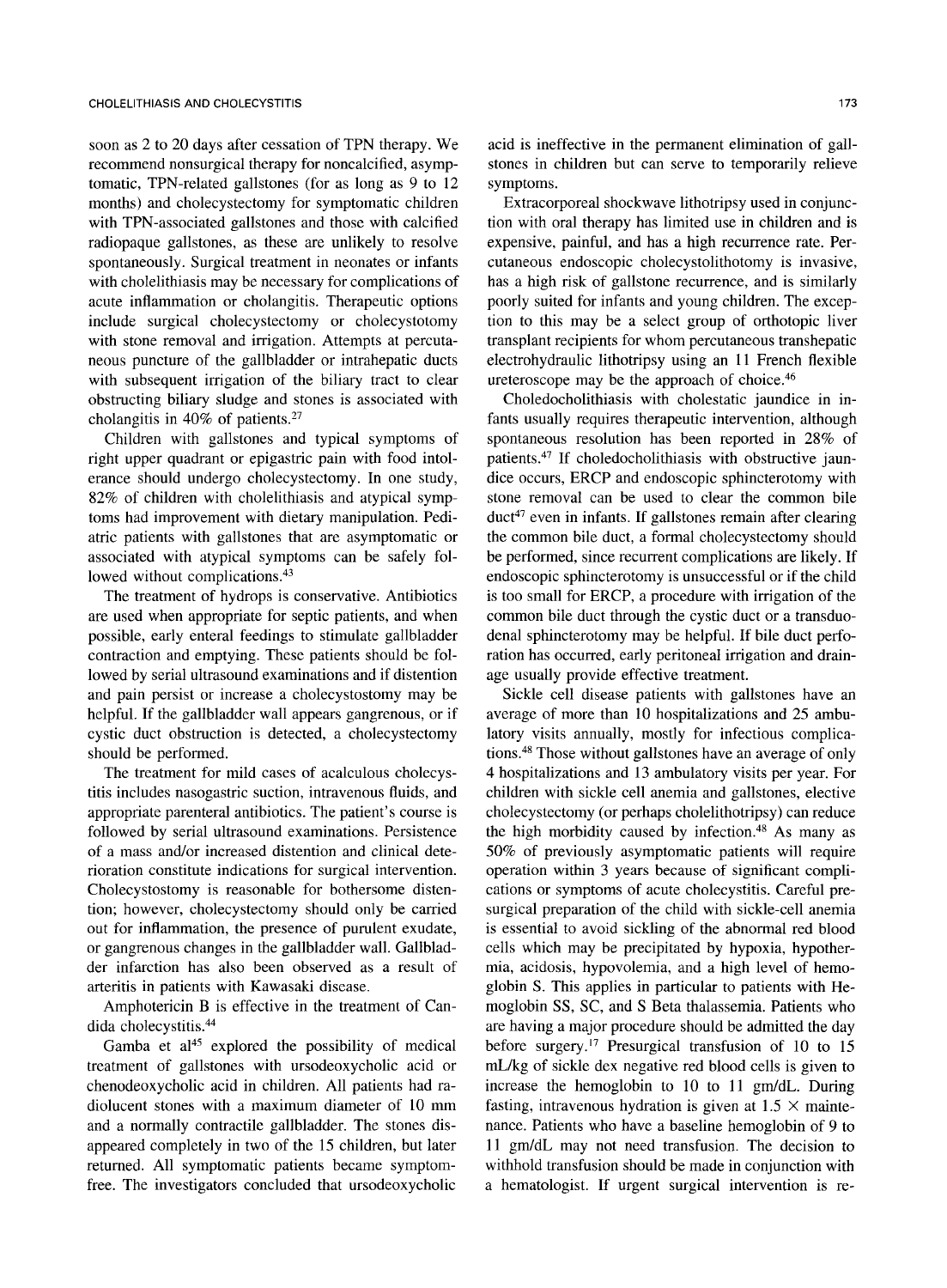soon as 2 to 20 days after cessation of TPN therapy. We recommend nonsurgical therapy for noncalcified, asymptomatic, TPN-related gallstones (for as long as 9 to 12 months) and cholecystectomy for symptomatic children with TPN-associated gallstones and those with calcified radiopaque gallstones, as these are unlikely to resolve spontaneously. Surgical treatment in neonates or infants with cholelithiasis may be necessary for complications of acute inflammation or cholangitis. Therapeutic options include surgical cholecystectomy or cholecystotomy with stone removal and irrigation. Attempts at percutaneous puncture of the gallbladder or intrahepatic ducts with subsequent irrigation of the biliary tract to clear obstructing biliary sludge and stones is associated with cholangitis in 40% of patients.[27]

Children with gallstones and typical symptoms of right upper quadrant or epigastric pain with food intolerance should undergo cholecystectomy. In one study, 82% of children with cholelithiasis and atypical symptoms had improvement with dietary manipulation. Pediatric patients with gallstones that are asymptomatic or associated with atypical symptoms can be safely followed without complications.[43]

The treatment of hydrops is conservative. Antibiotics are used when appropriate for septic patients, and when possible, early enteral feedings to stimulate gallbladder contraction and emptying. These patients should be followed by serial ultrasound examinations and if distention and pain persist or increase a cholecystostomy may be helpful. If the gallbladder wall appears gangrenous, or if cystic duct obstruction is detected, a cholecystectomy should be performed.

The treatment for mild cases of acalculous cholecystitis includes nasogastric suction, intravenous fluids, and appropriate parenteral antibiotics. The patient's course is followed by serial ultrasound examinations. Persistence of a mass and/or increased distention and clinical deterioration constitute indications for surgical intervention. Cholecystostomy is reasonable for bothersome distention; however, cholecystectomy should only be carried out for inflammation, the presence of purulent exudate, or gangrenous changes in the gallbladder wall. Gallbladder infarction has also been observed as a result of arteritis in patients with Kawasaki disease.

Amphotericin B is effective in the treatment of Candida cholecystitis.[44]

Gamba et al[45] explored the possibility of medical treatment of gallstones with ursodeoxycholic acid or chenodeoxycholic acid in children. All patients had radiolucent stones with a maximum diameter of 10 mm and a normally contractile gallbladder. The stones disappeared completely in two of the 15 children, but later returned. All symptomatic patients became symptom-free. The investigators concluded that ursodeoxycholic acid is ineffective in the permanent elimination of gallstones in children but can serve to temporarily relieve symptoms.

Extracorporeal shockwave lithotripsy used in conjunction with oral therapy has limited use in children and is expensive, painful, and has a high recurrence rate. Percutaneous endoscopic cholecystolithotomy is invasive, has a high risk of gallstone recurrence, and is similarly poorly suited for infants and young children. The exception to this may be a select group of orthotopic liver transplant recipients for whom percutaneous transhepatic electrohydraulic lithotripsy using an 11 French flexible ureteroscope may be the approach of choice.[46]

Choledocholithiasis with cholestatic jaundice in infants usually requires therapeutic intervention, although spontaneous resolution has been reported in 28% of patients.[47] If choledocholithiasis with obstructive jaundice occurs, ERCP and endoscopic sphincterotomy with stone removal can be used to clear the common bile duct[47] even in infants. If gallstones remain after clearing the common bile duct, a formal cholecystectomy should be performed, since recurrent complications are likely. If endoscopic sphincterotomy is unsuccessful or if the child is too small for ERCP, a procedure with irrigation of the common bile duct through the cystic duct or a transduodenal sphincterotomy may be helpful. If bile duct perforation has occurred, early peritoneal irrigation and drainage usually provide effective treatment.

Sickle cell disease patients with gallstones have an average of more than 10 hospitalizations and 25 ambulatory visits annually, mostly for infectious complications.[48] Those without gallstones have an average of only 4 hospitalizations and 13 ambulatory visits per year. For children with sickle cell anemia and gallstones, elective cholecystectomy (or perhaps cholelithotripsy) can reduce the high morbidity caused by infection.[48] As many as 50% of previously asymptomatic patients will require operation within 3 years because of significant complications or symptoms of acute cholecystitis. Careful presurgical preparation of the child with sickle-cell anemia is essential to avoid sickling of the abnormal red blood cells which may be precipitated by hypoxia, hypothermia, acidosis, hypovolemia, and a high level of hemoglobin S. This applies in particular to patients with Hemoglobin SS, SC, and S Beta thalassemia. Patients who are having a major procedure should be admitted the day before surgery.[17] Presurgical transfusion of 10 to 15 mL/kg of sickle dex negative red blood cells is given to increase the hemoglobin to 10 to 11 gm/dL. During fasting, intravenous hydration is given at 1.5 $\times$ maintenance. Patients who have a baseline hemoglobin of 9 to 11 gm/dL may not need transfusion. The decision to withhold transfusion should be made in conjunction with a hematologist. If urgent surgical intervention is re-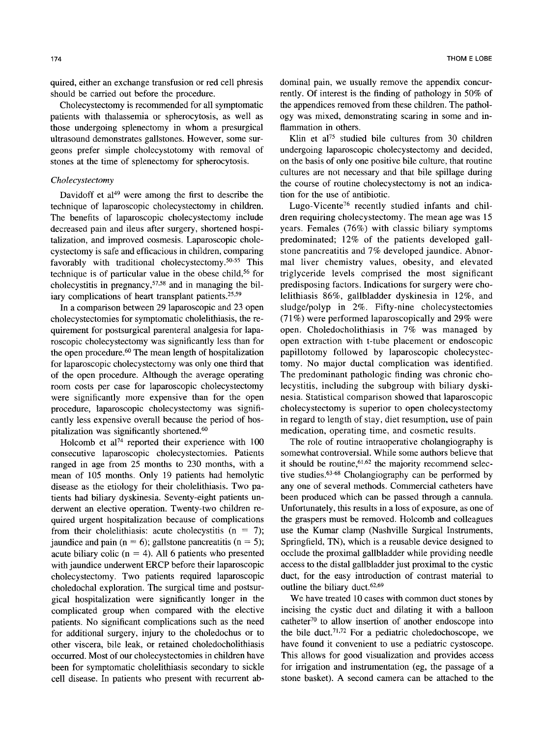quired, either an exchange transfusion or red cell phresis should be carried out before the procedure.

Cholecystectomy is recommended for all symptomatic patients with thalassemia or spherocytosis, as well as those undergoing splenectomy in whom a presurgical ultrasound demonstrates gallstones. However, some surgeons prefer simple cholecystotomy with removal of stones at the time of splenectomy for spherocytosis.

*Cholecystectomy*

Davidoff et al[49] were among the first to describe the technique of laparoscopic cholecystectomy in children. The benefits of laparoscopic cholecystectomy include decreased pain and ileus after surgery, shortened hospitalization, and improved cosmesis. Laparoscopic cholecystectomy is safe and efficacious in children, comparing favorably with traditional cholecystectomy.[50-55] This technique is of particular value in the obese child,[56] for cholecystitis in pregnancy,[57,58] and in managing the biliary complications of heart transplant patients.[25,59]

In a comparison between 29 laparoscopic and 23 open cholecystectomies for symptomatic cholelithiasis, the requirement for postsurgical parenteral analgesia for laparoscopic cholecystectomy was significantly less than for the open procedure.[60] The mean length of hospitalization for laparoscopic cholecystectomy was only one third that of the open procedure. Although the average operating room costs per case for laparoscopic cholecystectomy were significantly more expensive than for the open procedure, laparoscopic cholecystectomy was significantly less expensive overall because the period of hospitalization was significantly shortened.[60]

Holcomb et al[74] reported their experience with 100 consecutive laparoscopic cholecystectomies. Patients ranged in age from 25 months to 230 months, with a mean of 105 months. Only 19 patients had hemolytic disease as the etiology for their cholelithiasis. Two patients had biliary dyskinesia. Seventy-eight patients underwent an elective operation. Twenty-two children required urgent hospitalization because of complications from their cholelithiasis: acute cholecystitis (n = 7); jaundice and pain (n = 6); gallstone pancreatitis (n = 5); acute biliary colic (n = 4). All 6 patients who presented with jaundice underwent ERCP before their laparoscopic cholecystectomy. Two patients required laparoscopic choledochal exploration. The surgical time and postsurgical hospitalization were significantly longer in the complicated group when compared with the elective patients. No significant complications such as the need for additional surgery, injury to the choledochus or to other viscera, bile leak, or retained choledocholithiasis occurred. Most of our cholecystectomies in children have been for symptomatic cholelithiasis secondary to sickle cell disease. In patients who present with recurrent abdominal pain, we usually remove the appendix concurrently. Of interest is the finding of pathology in 50% of the appendices removed from these children. The pathology was mixed, demonstrating scaring in some and inflammation in others.

Klin et al[75] studied bile cultures from 30 children undergoing laparoscopic cholecystectomy and decided, on the basis of only one positive bile culture, that routine cultures are not necessary and that bile spillage during the course of routine cholecystectomy is not an indication for the use of antibiotic.

Lugo-Vicente[76] recently studied infants and children requiring cholecystectomy. The mean age was 15 years. Females (76%) with classic biliary symptoms predominated; 12% of the patients developed gallstone pancreatitis and 7% developed jaundice. Abnormal liver chemistry values, obesity, and elevated triglyceride levels comprised the most significant predisposing factors. Indications for surgery were cholelithiasis 86%, gallbladder dyskinesia in 12%, and sludge/polyp in 2%. Fifty-nine cholecystectomies (71%) were performed laparoscopically and 29% were open. Choledocholithiasis in 7% was managed by open extraction with t-tube placement or endoscopic papillotomy followed by laparoscopic cholecystectomy. No major ductal complication was identified. The predominant pathologic finding was chronic cholecystitis, including the subgroup with biliary dyskinesia. Statistical comparison showed that laparoscopic cholecystectomy is superior to open cholecystectomy in regard to length of stay, diet resumption, use of pain medication, operating time, and cosmetic results.

The role of routine intraoperative cholangiography is somewhat controversial. While some authors believe that it should be routine,[61,62] the majority recommend selective studies.[63-68] Cholangiography can be performed by any one of several methods. Commercial catheters have been produced which can be passed through a cannula. Unfortunately, this results in a loss of exposure, as one of the graspers must be removed. Holcomb and colleagues use the Kumar clamp (Nashville Surgical Instruments, Springfield, TN), which is a reusable device designed to occlude the proximal gallbladder while providing needle access to the distal gallbladder just proximal to the cystic duct, for the easy introduction of contrast material to outline the biliary duct.[62,69]

We have treated 10 cases with common duct stones by incising the cystic duct and dilating it with a balloon catheter[70] to allow insertion of another endoscope into the bile duct.[71,72] For a pediatric choledochoscope, we have found it convenient to use a pediatric cystoscope. This allows for good visualization and provides access for irrigation and instrumentation (eg, the passage of a stone basket). A second camera can be attached to the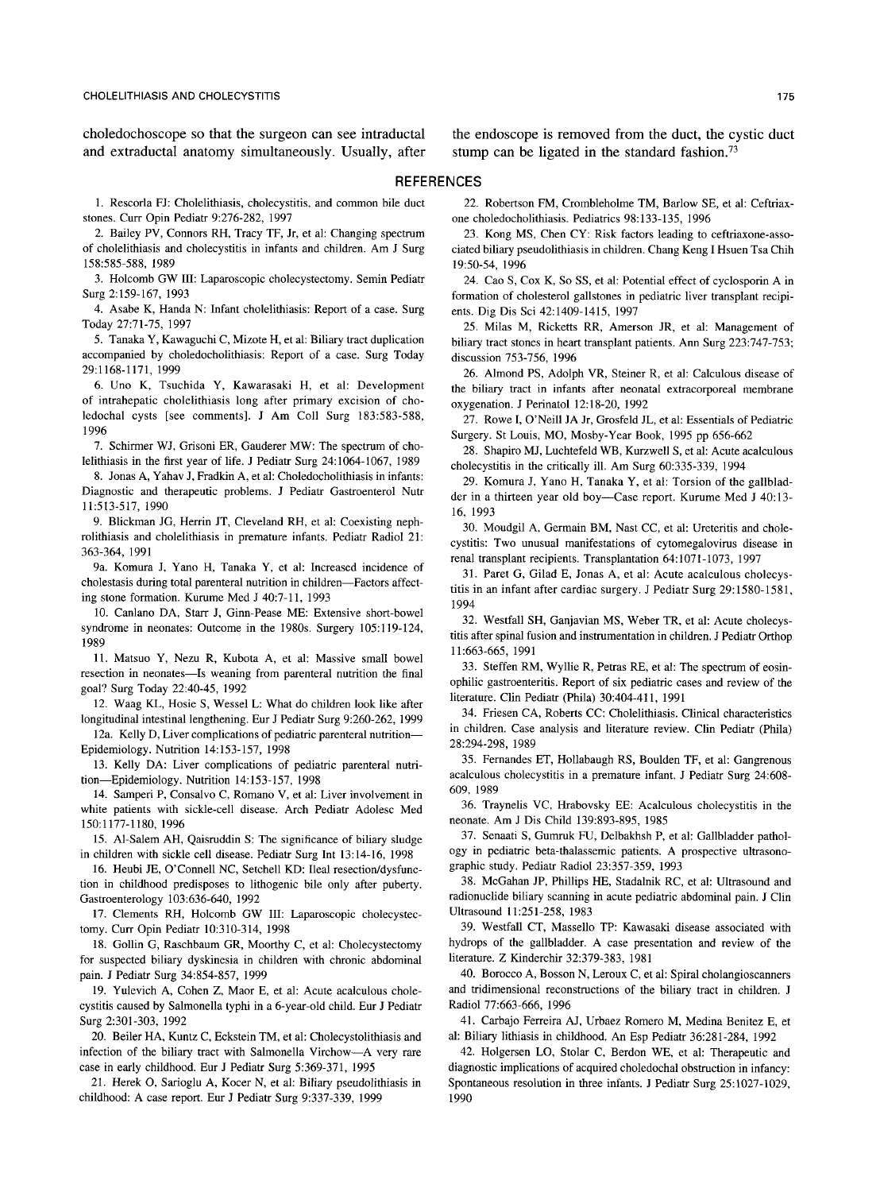choledochoscope so that the surgeon can see intraductal and extraductal anatomy simultaneously. Usually, after the endoscope is removed from the duct, the cystic duct stump can be ligated in the standard fashion.[73]

## REFERENCES

1. Rescorla FJ: Cholelithiasis, cholecystitis, and common bile duct stones. Curr Opin Pediatr 9:276-282, 1997
2. Bailey PV, Connors RH, Tracy TF, Jr, et al: Changing spectrum of cholelithiasis and cholecystitis in infants and children. Am J Surg 158:585-588, 1989
3. Holcomb GW III: Laparoscopic cholecystectomy. Semin Pediatr Surg 2:159-167, 1993
4. Asabe K, Handa N: Infant cholelithiasis: Report of a case. Surg Today 27:71-75, 1997
5. Tanaka Y, Kawaguchi C, Mizote H, et al: Biliary tract duplication accompanied by choledocholithiasis: Report of a case. Surg Today 29:1168-1171, 1999
6. Uno K, Tsuchida Y, Kawarasaki H, et al: Development of intrahepatic cholelithiasis long after primary excision of choledochal cysts [see comments]. J Am Coll Surg 183:583-588, 1996
7. Schirmer WJ, Grisoni ER, Gauderer MW: The spectrum of cholelithiasis in the first year of life. J Pediatr Surg 24:1064-1067, 1989
8. Jonas A, Yahav J, Fradkin A, et al: Choledocholithiasis in infants: Diagnostic and therapeutic problems. J Pediatr Gastroenterol Nutr 11:513-517, 1990
9. Blickman JG, Herrin JT, Cleveland RH, et al: Coexisting nephrolithiasis and cholelithiasis in premature infants. Pediatr Radiol 21: 363-364, 1991

9a. Komura J, Yano H, Tanaka Y, et al: Increased incidence of cholestasis during total parenteral nutrition in children—Factors affecting stone formation. Kurume Med J 40:7-11, 1993

10. Canlano DA, Starr J, Ginn-Pease ME: Extensive short-bowel syndrome in neonates: Outcome in the 1980s. Surgery 105:119-124, 1989
11. Matsuo Y, Nezu R, Kubota A, et al: Massive small bowel resection in neonates—Is weaning from parenteral nutrition the final goal? Surg Today 22:40-45, 1992
12. Waag KL, Hosie S, Wessel L: What do children look like after longitudinal intestinal lengthening. Eur J Pediatr Surg 9:260-262, 1999

12a. Kelly D, Liver complications of pediatric parenteral nutrition—Epidemiology. Nutrition 14:153-157, 1998

13. Kelly DA: Liver complications of pediatric parenteral nutrition—Epidemiology. Nutrition 14:153-157, 1998
14. Samperi P, Consalvo C, Romano V, et al: Liver involvement in white patients with sickle-cell disease. Arch Pediatr Adolesc Med 150:1177-1180, 1996
15. Al-Salem AH, Qaisruddin S: The significance of biliary sludge in children with sickle cell disease. Pediatr Surg Int 13:14-16, 1998
16. Heubi JE, O'Connell NC, Setchell KD: Ileal resection/dysfunction in childhood predisposes to lithogenic bile only after puberty. Gastroenterology 103:636-640, 1992
17. Clements RH, Holcomb GW III: Laparoscopic cholecystectomy. Curr Opin Pediatr 10:310-314, 1998
18. Gollin G, Raschbaum GR, Moorthy C, et al: Cholecystectomy for suspected biliary dyskinesia in children with chronic abdominal pain. J Pediatr Surg 34:854-857, 1999
19. Yulevich A, Cohen Z, Maor E, et al: Acute acalculous cholecystitis caused by Salmonella typhi in a 6-year-old child. Eur J Pediatr Surg 2:301-303, 1992
20. Beiler HA, Kuntz C, Eckstein TM, et al: Cholecystolithiasis and infection of the biliary tract with Salmonella Virchow—A very rare case in early childhood. Eur J Pediatr Surg 5:369-371, 1995
21. Herek O, Sarioglu A, Kocer N, et al: Biliary pseudolithiasis in childhood: A case report. Eur J Pediatr Surg 9:337-339, 1999
22. Robertson FM, Crombleholme TM, Barlow SE, et al: Ceftriaxone choledocholithiasis. Pediatrics 98:133-135, 1996
23. Kong MS, Chen CY: Risk factors leading to ceftriaxone-associated biliary pseudolithiasis in children. Chang Keng I Hsuen Tsa Chih 19:50-54, 1996
24. Cao S, Cox K, So SS, et al: Potential effect of cyclosporin A in formation of cholesterol gallstones in pediatric liver transplant recipients. Dig Dis Sci 42:1409-1415, 1997
25. Milas M, Ricketts RR, Amerson JR, et al: Management of biliary tract stones in heart transplant patients. Ann Surg 223:747-753; discussion 753-756, 1996
26. Almond PS, Adolph VR, Steiner R, et al: Calculous disease of the biliary tract in infants after neonatal extracorporeal membrane oxygenation. J Perinatol 12:18-20, 1992
27. Rowe I, O'Neill JA Jr, Grosfeld JL, et al: Essentials of Pediatric Surgery. St Louis, MO, Mosby-Year Book, 1995 pp 656-662
28. Shapiro MJ, Luchtefeld WB, Kurzwell S, et al: Acute acalculous cholecystitis in the critically ill. Am Surg 60:335-339, 1994
29. Komura J, Yano H, Tanaka Y, et al: Torsion of the gallbladder in a thirteen year old boy—Case report. Kurume Med J 40:13-16, 1993
30. Moudgil A, Germain BM, Nast CC, et al: Ureteritis and cholecystitis: Two unusual manifestations of cytomegalovirus disease in renal transplant recipients. Transplantation 64:1071-1073, 1997
31. Paret G, Gilad E, Jonas A, et al: Acute acalculous cholecystitis in an infant after cardiac surgery. J Pediatr Surg 29:1580-1581, 1994
32. Westfall SH, Ganjavian MS, Weber TR, et al: Acute cholecystitis after spinal fusion and instrumentation in children. J Pediatr Orthop 11:663-665, 1991
33. Steffen RM, Wyllie R, Petras RE, et al: The spectrum of eosinophilic gastroenteritis. Report of six pediatric cases and review of the literature. Clin Pediatr (Phila) 30:404-411, 1991
34. Friesen CA, Roberts CC: Cholelithiasis. Clinical characteristics in children. Case analysis and literature review. Clin Pediatr (Phila) 28:294-298, 1989
35. Fernandes ET, Hollabaugh RS, Boulden TF, et al: Gangrenous acalculous cholecystitis in a premature infant. J Pediatr Surg 24:608-609, 1989
36. Traynelis VC, Hrabovsky EE: Acalculous cholecystitis in the neonate. Am J Dis Child 139:893-895, 1985
37. Senaati S, Gumruk FU, Delbakhsh P, et al: Gallbladder pathology in pediatric beta-thalassemic patients. A prospective ultrasonographic study. Pediatr Radiol 23:357-359, 1993
38. McGahan JP, Phillips HE, Stadalnik RC, et al: Ultrasound and radionuclide biliary scanning in acute pediatric abdominal pain. J Clin Ultrasound 11:251-258, 1983
39. Westfall CT, Massello TP: Kawasaki disease associated with hydrops of the gallbladder. A case presentation and review of the literature. Z Kinderchir 32:379-383, 1981
40. Borocco A, Bosson N, Leroux C, et al: Spiral cholangioscanners and tridimensional reconstructions of the biliary tract in children. J Radiol 77:663-666, 1996
41. Carbajo Ferreira AJ, Urbaez Romero M, Medina Benitez E, et al: Biliary lithiasis in childhood. An Esp Pediatr 36:281-284, 1992
42. Holgersen LO, Stolar C, Berdon WE, et al: Therapeutic and diagnostic implications of acquired choledochal obstruction in infancy: Spontaneous resolution in three infants. J Pediatr Surg 25:1027-1029, 1990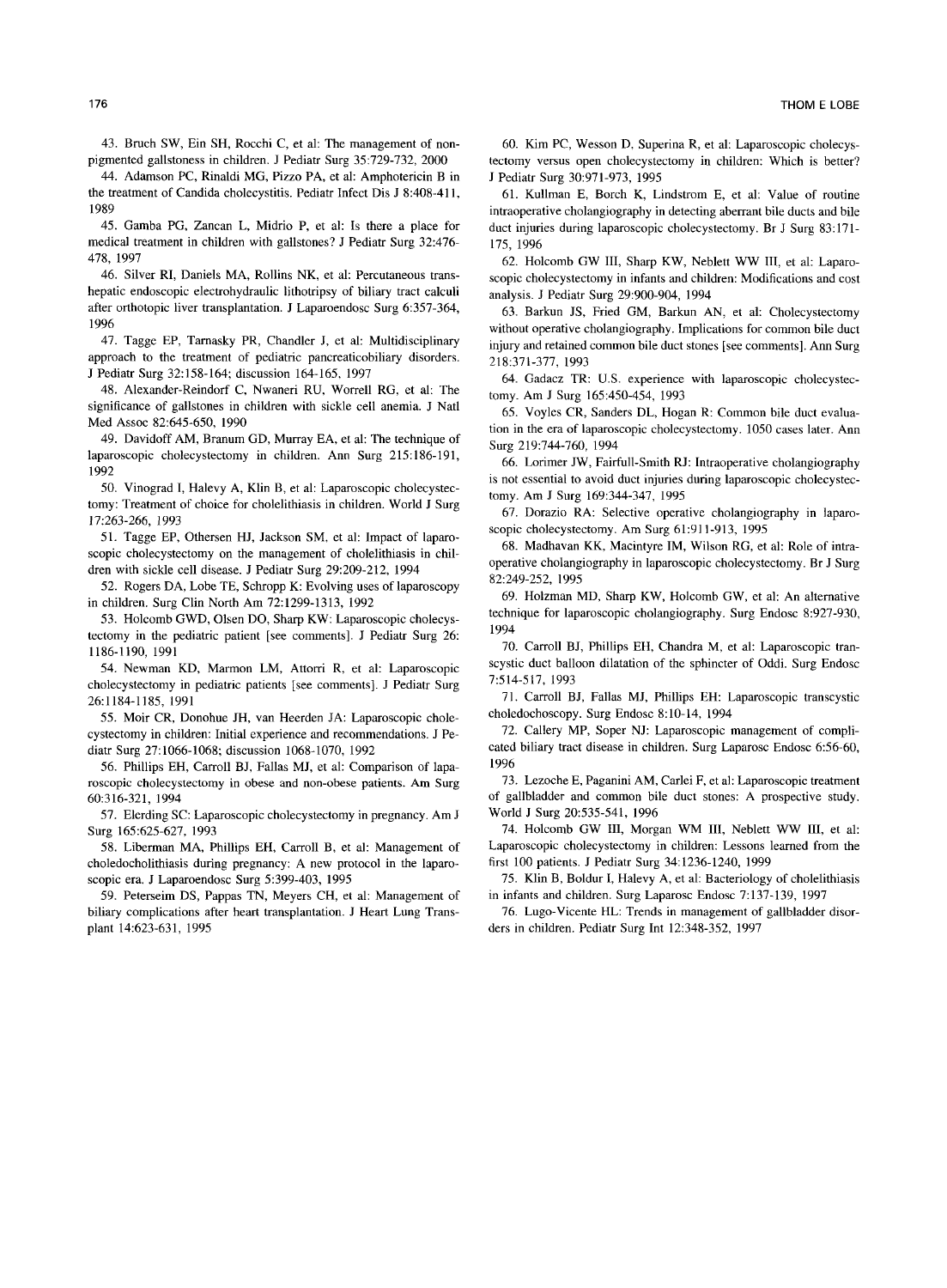43. Bruch SW, Ein SH, Rocchi C, et al: The management of nonpigmented gallstoness in children. J Pediatr Surg 35:729-732, 2000

44. Adamson PC, Rinaldi MG, Pizzo PA, et al: Amphotericin B in the treatment of Candida cholecystitis. Pediatr Infect Dis J 8:408-411, 1989

45. Gamba PG, Zancan L, Midrio P, et al: Is there a place for medical treatment in children with gallstones? J Pediatr Surg 32:476-478, 1997

46. Silver RI, Daniels MA, Rollins NK, et al: Percutaneous transhepatic endoscopic electrohydraulic lithotripsy of biliary tract calculi after orthotopic liver transplantation. J Laparoendosc Surg 6:357-364, 1996

47. Tagge EP, Tarnasky PR, Chandler J, et al: Multidisciplinary approach to the treatment of pediatric pancreaticobiliary disorders. J Pediatr Surg 32:158-164; discussion 164-165, 1997

48. Alexander-Reindorf C, Nwaneri RU, Worrell RG, et al: The significance of gallstones in children with sickle cell anemia. J Natl Med Assoc 82:645-650, 1990

49. Davidoff AM, Branum GD, Murray EA, et al: The technique of laparoscopic cholecystectomy in children. Ann Surg 215:186-191, 1992

50. Vinograd I, Halevy A, Klin B, et al: Laparoscopic cholecystectomy: Treatment of choice for cholelithiasis in children. World J Surg 17:263-266, 1993

51. Tagge EP, Othersen HJ, Jackson SM, et al: Impact of laparoscopic cholecystectomy on the management of cholelithiasis in children with sickle cell disease. J Pediatr Surg 29:209-212, 1994

52. Rogers DA, Lobe TE, Schropp K: Evolving uses of laparoscopy in children. Surg Clin North Am 72:1299-1313, 1992

53. Holcomb GWD, Olsen DO, Sharp KW: Laparoscopic cholecystectomy in the pediatric patient [see comments]. J Pediatr Surg 26:1186-1190, 1991

54. Newman KD, Marmon LM, Attorri R, et al: Laparoscopic cholecystectomy in pediatric patients [see comments]. J Pediatr Surg 26:1184-1185, 1991

55. Moir CR, Donohue JH, van Heerden JA: Laparoscopic cholecystectomy in children: Initial experience and recommendations. J Pediatr Surg 27:1066-1068; discussion 1068-1070, 1992

56. Phillips EH, Carroll BJ, Fallas MJ, et al: Comparison of laparoscopic cholecystectomy in obese and non-obese patients. Am Surg 60:316-321, 1994

57. Elerding SC: Laparoscopic cholecystectomy in pregnancy. Am J Surg 165:625-627, 1993

58. Liberman MA, Phillips EH, Carroll B, et al: Management of choledocholithiasis during pregnancy: A new protocol in the laparoscopic era. J Laparoendosc Surg 5:399-403, 1995

59. Peterseim DS, Pappas TN, Meyers CH, et al: Management of biliary complications after heart transplantation. J Heart Lung Transplant 14:623-631, 1995

60. Kim PC, Wesson D, Superina R, et al: Laparoscopic cholecystectomy versus open cholecystectomy in children: Which is better? J Pediatr Surg 30:971-973, 1995

61. Kullman E, Borch K, Lindstrom E, et al: Value of routine intraoperative cholangiography in detecting aberrant bile ducts and bile duct injuries during laparoscopic cholecystectomy. Br J Surg 83:171-175, 1996

62. Holcomb GW III, Sharp KW, Neblett WW III, et al: Laparoscopic cholecystectomy in infants and children: Modifications and cost analysis. J Pediatr Surg 29:900-904, 1994

63. Barkun JS, Fried GM, Barkun AN, et al: Cholecystectomy without operative cholangiography. Implications for common bile duct injury and retained common bile duct stones [see comments]. Ann Surg 218:371-377, 1993

64. Gadacz TR: U.S. experience with laparoscopic cholecystectomy. Am J Surg 165:450-454, 1993

65. Voyles CR, Sanders DL, Hogan R: Common bile duct evaluation in the era of laparoscopic cholecystectomy. 1050 cases later. Ann Surg 219:744-760, 1994

66. Lorimer JW, Fairfull-Smith RJ: Intraoperative cholangiography is not essential to avoid duct injuries during laparoscopic cholecystectomy. Am J Surg 169:344-347, 1995

67. Dorazio RA: Selective operative cholangiography in laparoscopic cholecystectomy. Am Surg 61:911-913, 1995

68. Madhavan KK, Macintyre IM, Wilson RG, et al: Role of intraoperative cholangiography in laparoscopic cholecystectomy. Br J Surg 82:249-252, 1995

69. Holzman MD, Sharp KW, Holcomb GW, et al: An alternative technique for laparoscopic cholangiography. Surg Endosc 8:927-930, 1994

70. Carroll BJ, Phillips EH, Chandra M, et al: Laparoscopic transcystic duct balloon dilatation of the sphincter of Oddi. Surg Endosc 7:514-517, 1993

71. Carroll BJ, Fallas MJ, Phillips EH: Laparoscopic transcystic choledochoscopy. Surg Endosc 8:10-14, 1994

72. Callery MP, Soper NJ: Laparoscopic management of complicated biliary tract disease in children. Surg Laparosc Endosc 6:56-60, 1996

73. Lezoche E, Paganini AM, Carlei F, et al: Laparoscopic treatment of gallbladder and common bile duct stones: A prospective study. World J Surg 20:535-541, 1996

74. Holcomb GW III, Morgan WM III, Neblett WW III, et al: Laparoscopic cholecystectomy in children: Lessons learned from the first 100 patients. J Pediatr Surg 34:1236-1240, 1999

75. Klin B, Boldur I, Halevy A, et al: Bacteriology of cholelithiasis in infants and children. Surg Laparosc Endosc 7:137-139, 1997

76. Lugo-Vicente HL: Trends in management of gallbladder disorders in children. Pediatr Surg Int 12:348-352, 1997